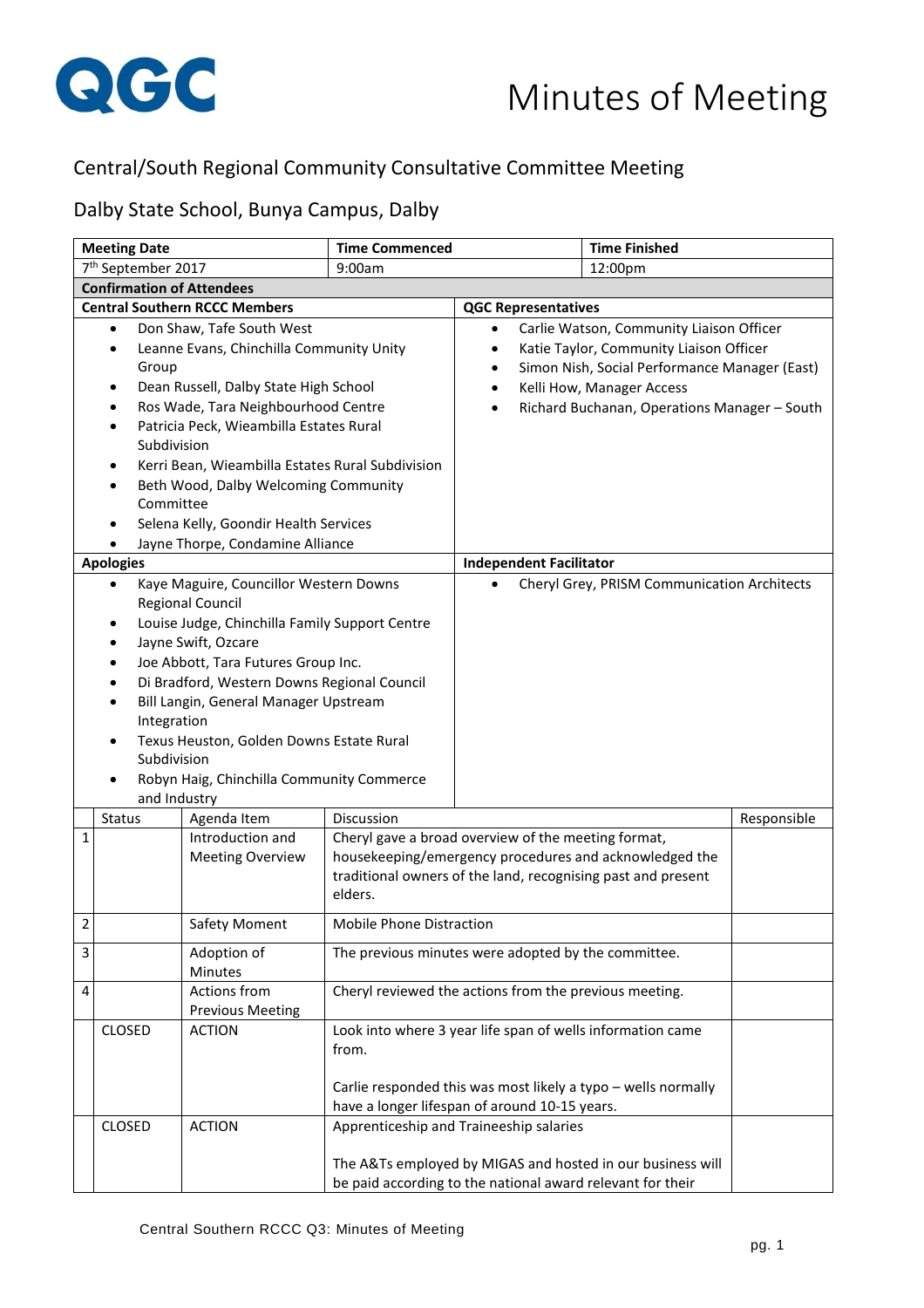# QGC

# Minutes of Meeting

## Central/South Regional Community Consultative Committee Meeting

## Dalby State School, Bunya Campus, Dalby

| Meeting Date | Time Commenced | Time Finished |
|---|---|---|
| 7th September 2017 | 9:00am | 12:00pm |

**Confirmation of Attendees**

| Central Southern RCCC Members | QGC Representatives |
|---|---|
| • Don Shaw, Tafe South West<br>• Leanne Evans, Chinchilla Community Unity Group<br>• Dean Russell, Dalby State High School<br>• Ros Wade, Tara Neighbourhood Centre<br>• Patricia Peck, Wieambilla Estates Rural Subdivision<br>• Kerri Bean, Wieambilla Estates Rural Subdivision<br>• Beth Wood, Dalby Welcoming Community Committee<br>• Selena Kelly, Goondir Health Services<br>• Jayne Thorpe, Condamine Alliance | • Carlie Watson, Community Liaison Officer<br>• Katie Taylor, Community Liaison Officer<br>• Simon Nish, Social Performance Manager (East)<br>• Kelli How, Manager Access<br>• Richard Buchanan, Operations Manager – South |
| **Apologies** | **Independent Facilitator** |
| • Kaye Maguire, Councillor Western Downs Regional Council<br>• Louise Judge, Chinchilla Family Support Centre<br>• Jayne Swift, Ozcare<br>• Joe Abbott, Tara Futures Group Inc.<br>• Di Bradford, Western Downs Regional Council<br>• Bill Langin, General Manager Upstream Integration<br>• Texus Heuston, Golden Downs Estate Rural Subdivision<br>• Robyn Haig, Chinchilla Community Commerce and Industry | • Cheryl Grey, PRISM Communication Architects |

| | Status | Agenda Item | Discussion | Responsible |
|---|---|---|---|---|
| 1 | | Introduction and Meeting Overview | Cheryl gave a broad overview of the meeting format, housekeeping/emergency procedures and acknowledged the traditional owners of the land, recognising past and present elders. | |
| 2 | | Safety Moment | Mobile Phone Distraction | |
| 3 | | Adoption of Minutes | The previous minutes were adopted by the committee. | |
| 4 | | Actions from Previous Meeting | Cheryl reviewed the actions from the previous meeting. | |
| | CLOSED | ACTION | Look into where 3 year life span of wells information came from.<br><br>Carlie responded this was most likely a typo – wells normally have a longer lifespan of around 10-15 years. | |
| | CLOSED | ACTION | Apprenticeship and Traineeship salaries<br><br>The A&Ts employed by MIGAS and hosted in our business will be paid according to the national award relevant for their | |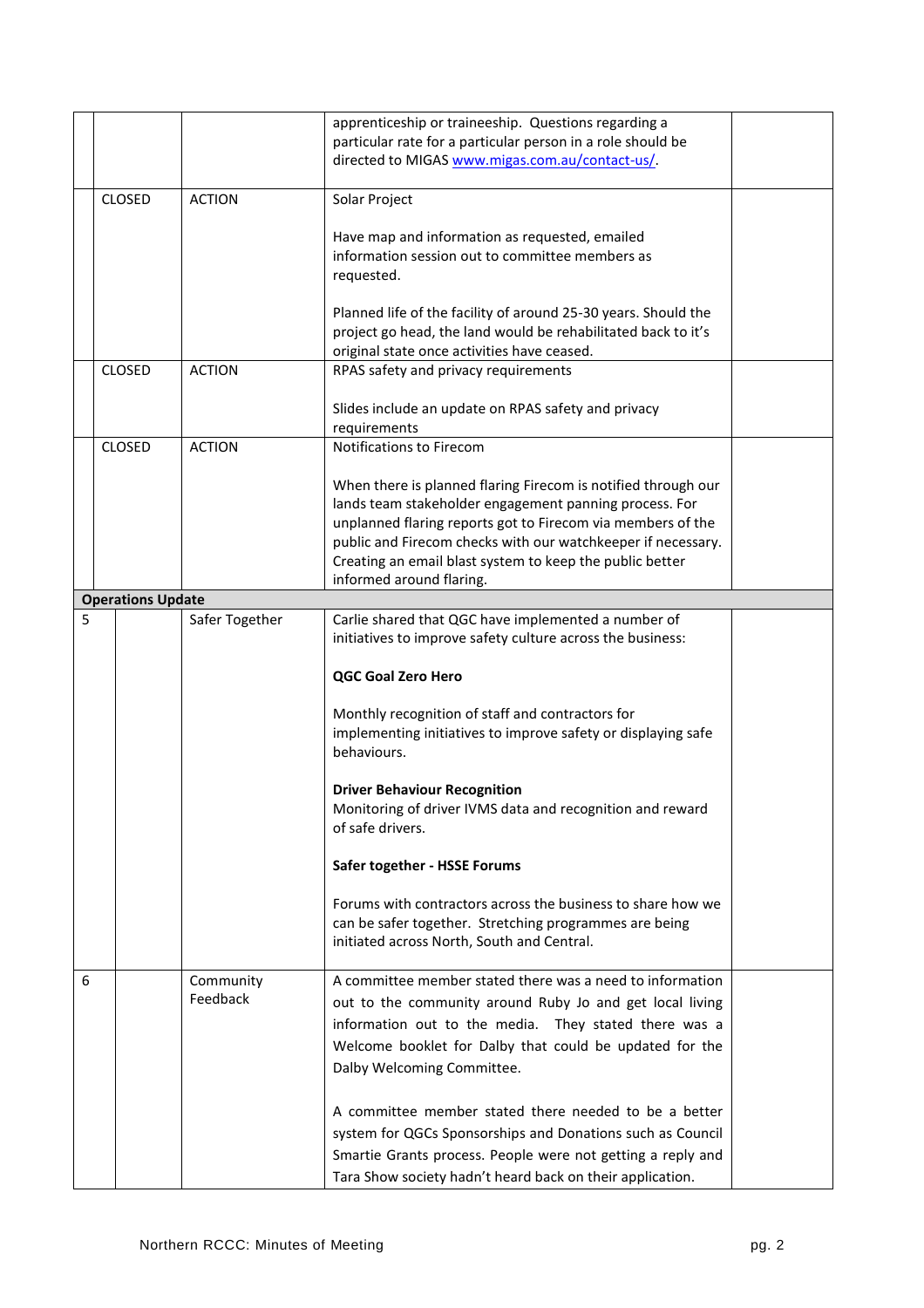| | | | | |
|---|---|---|---|---|
| | | | apprenticeship or traineeship. Questions regarding a particular rate for a particular person in a role should be directed to MIGAS www.migas.com.au/contact-us/. | |
| | CLOSED | ACTION | Solar Project<br><br>Have map and information as requested, emailed information session out to committee members as requested.<br><br>Planned life of the facility of around 25-30 years. Should the project go head, the land would be rehabilitated back to it's original state once activities have ceased. | |
| | CLOSED | ACTION | RPAS safety and privacy requirements<br><br>Slides include an update on RPAS safety and privacy requirements | |
| | CLOSED | ACTION | Notifications to Firecom<br><br>When there is planned flaring Firecom is notified through our lands team stakeholder engagement panning process. For unplanned flaring reports got to Firecom via members of the public and Firecom checks with our watchkeeper if necessary. Creating an email blast system to keep the public better informed around flaring. | |
| **Operations Update** | | | | |
| 5 | | Safer Together | Carlie shared that QGC have implemented a number of initiatives to improve safety culture across the business:<br><br>**QGC Goal Zero Hero**<br><br>Monthly recognition of staff and contractors for implementing initiatives to improve safety or displaying safe behaviours.<br><br>**Driver Behaviour Recognition**<br>Monitoring of driver IVMS data and recognition and reward of safe drivers.<br><br>**Safer together - HSSE Forums**<br><br>Forums with contractors across the business to share how we can be safer together. Stretching programmes are being initiated across North, South and Central. | |
| 6 | | Community Feedback | A committee member stated there was a need to information out to the community around Ruby Jo and get local living information out to the media. They stated there was a Welcome booklet for Dalby that could be updated for the Dalby Welcoming Committee.<br><br>A committee member stated there needed to be a better system for QGCs Sponsorships and Donations such as Council Smartie Grants process. People were not getting a reply and Tara Show society hadn't heard back on their application. | |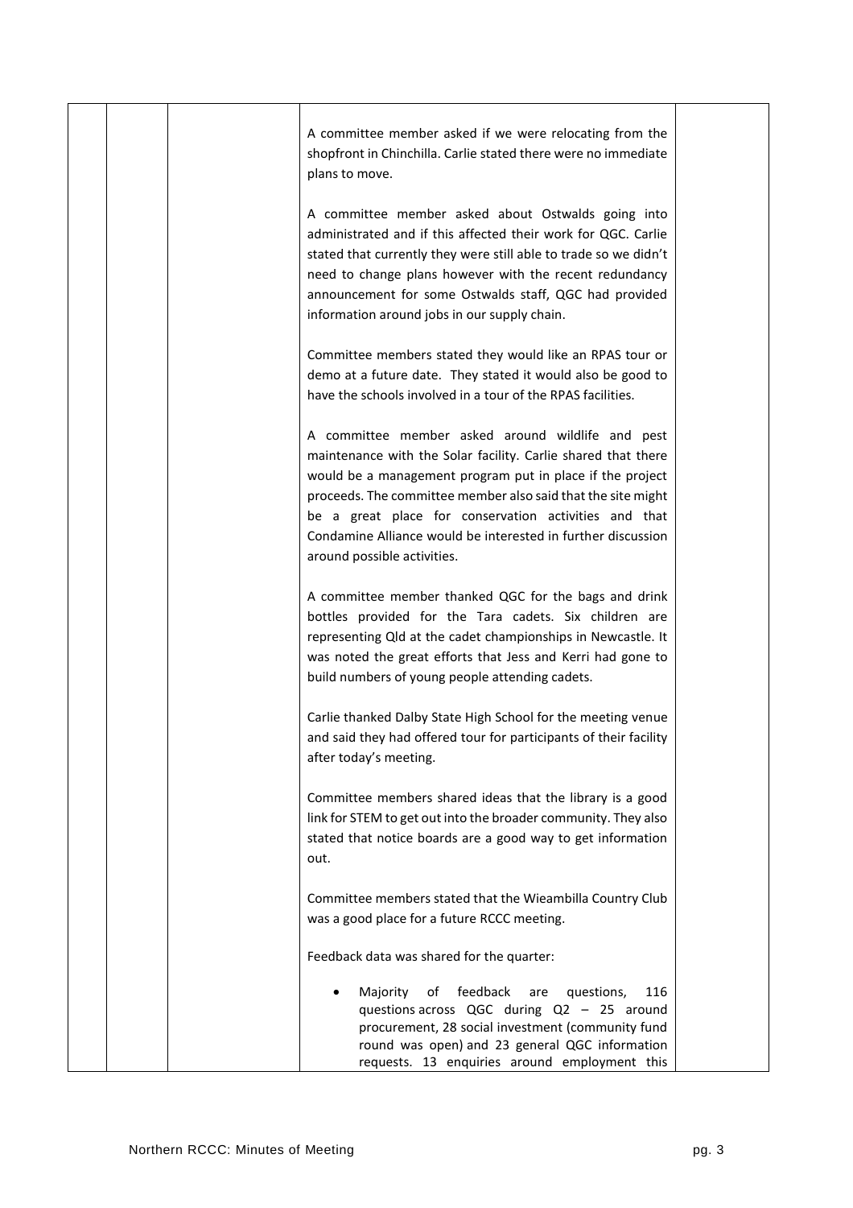A committee member asked if we were relocating from the shopfront in Chinchilla. Carlie stated there were no immediate plans to move.

A committee member asked about Ostwalds going into administrated and if this affected their work for QGC. Carlie stated that currently they were still able to trade so we didn't need to change plans however with the recent redundancy announcement for some Ostwalds staff, QGC had provided information around jobs in our supply chain.

Committee members stated they would like an RPAS tour or demo at a future date. They stated it would also be good to have the schools involved in a tour of the RPAS facilities.

A committee member asked around wildlife and pest maintenance with the Solar facility. Carlie shared that there would be a management program put in place if the project proceeds. The committee member also said that the site might be a great place for conservation activities and that Condamine Alliance would be interested in further discussion around possible activities.

A committee member thanked QGC for the bags and drink bottles provided for the Tara cadets. Six children are representing Qld at the cadet championships in Newcastle. It was noted the great efforts that Jess and Kerri had gone to build numbers of young people attending cadets.

Carlie thanked Dalby State High School for the meeting venue and said they had offered tour for participants of their facility after today's meeting.

Committee members shared ideas that the library is a good link for STEM to get out into the broader community. They also stated that notice boards are a good way to get information out.

Committee members stated that the Wieambilla Country Club was a good place for a future RCCC meeting.

Feedback data was shared for the quarter:

- Majority of feedback are questions, 116 questions across QGC during Q2 – 25 around procurement, 28 social investment (community fund round was open) and 23 general QGC information requests. 13 enquiries around employment this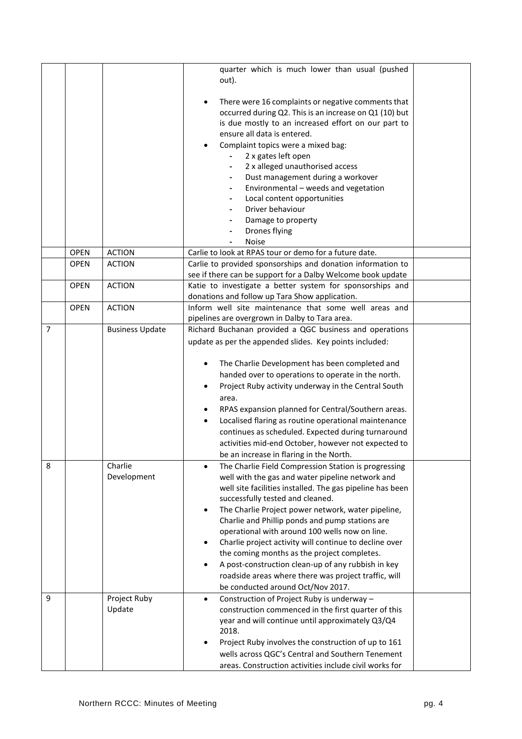| | | | | |
|---|---|---|---|---|
| | | | quarter which is much lower than usual (pushed out).<br><br>• There were 16 complaints or negative comments that occurred during Q2. This is an increase on Q1 (10) but is due mostly to an increased effort on our part to ensure all data is entered.<br>• Complaint topics were a mixed bag:<br>  - 2 x gates left open<br>  - 2 x alleged unauthorised access<br>  - Dust management during a workover<br>  - Environmental – weeds and vegetation<br>  - Local content opportunities<br>  - Driver behaviour<br>  - Damage to property<br>  - Drones flying<br>  - Noise | |
| | OPEN | ACTION | Carlie to look at RPAS tour or demo for a future date. | |
| | OPEN | ACTION | Carlie to provided sponsorships and donation information to see if there can be support for a Dalby Welcome book update | |
| | OPEN | ACTION | Katie to investigate a better system for sponsorships and donations and follow up Tara Show application. | |
| | OPEN | ACTION | Inform well site maintenance that some well areas and pipelines are overgrown in Dalby to Tara area. | |
| 7 | | Business Update | Richard Buchanan provided a QGC business and operations update as per the appended slides. Key points included:<br><br>• The Charlie Development has been completed and handed over to operations to operate in the north.<br>• Project Ruby activity underway in the Central South area.<br>• RPAS expansion planned for Central/Southern areas.<br>• Localised flaring as routine operational maintenance continues as scheduled. Expected during turnaround activities mid-end October, however not expected to be an increase in flaring in the North. | |
| 8 | | Charlie Development | • The Charlie Field Compression Station is progressing well with the gas and water pipeline network and well site facilities installed. The gas pipeline has been successfully tested and cleaned.<br>• The Charlie Project power network, water pipeline, Charlie and Phillip ponds and pump stations are operational with around 100 wells now on line.<br>• Charlie project activity will continue to decline over the coming months as the project completes.<br>• A post-construction clean-up of any rubbish in key roadside areas where there was project traffic, will be conducted around Oct/Nov 2017. | |
| 9 | | Project Ruby Update | • Construction of Project Ruby is underway – construction commenced in the first quarter of this year and will continue until approximately Q3/Q4 2018.<br>• Project Ruby involves the construction of up to 161 wells across QGC's Central and Southern Tenement areas. Construction activities include civil works for | |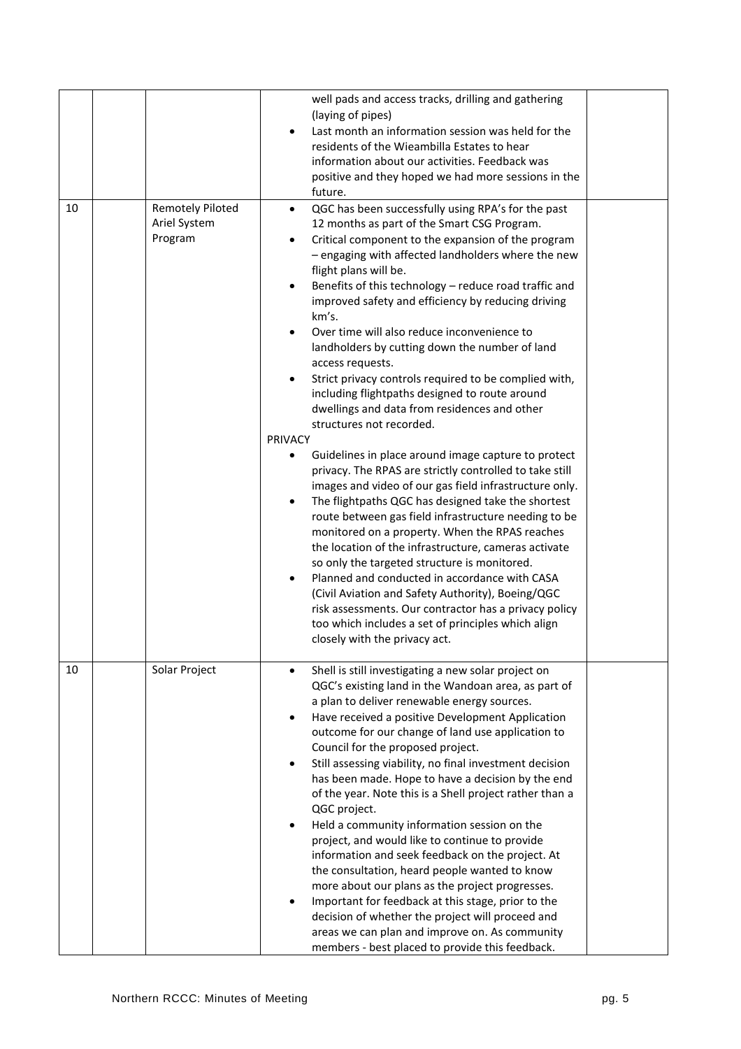| | | | | |
|---|---|---|---|---|
| | | | • well pads and access tracks, drilling and gathering (laying of pipes)<br>• Last month an information session was held for the residents of the Wieambilla Estates to hear information about our activities. Feedback was positive and they hoped we had more sessions in the future. | |
| 10 | | Remotely Piloted Ariel System Program | • QGC has been successfully using RPA's for the past 12 months as part of the Smart CSG Program.<br>• Critical component to the expansion of the program – engaging with affected landholders where the new flight plans will be.<br>• Benefits of this technology – reduce road traffic and improved safety and efficiency by reducing driving km's.<br>• Over time will also reduce inconvenience to landholders by cutting down the number of land access requests.<br>• Strict privacy controls required to be complied with, including flightpaths designed to route around dwellings and data from residences and other structures not recorded.<br>PRIVACY<br>• Guidelines in place around image capture to protect privacy. The RPAS are strictly controlled to take still images and video of our gas field infrastructure only.<br>• The flightpaths QGC has designed take the shortest route between gas field infrastructure needing to be monitored on a property. When the RPAS reaches the location of the infrastructure, cameras activate so only the targeted structure is monitored.<br>• Planned and conducted in accordance with CASA (Civil Aviation and Safety Authority), Boeing/QGC risk assessments. Our contractor has a privacy policy too which includes a set of principles which align closely with the privacy act. | |
| 10 | | Solar Project | • Shell is still investigating a new solar project on QGC's existing land in the Wandoan area, as part of a plan to deliver renewable energy sources.<br>• Have received a positive Development Application outcome for our change of land use application to Council for the proposed project.<br>• Still assessing viability, no final investment decision has been made. Hope to have a decision by the end of the year. Note this is a Shell project rather than a QGC project.<br>• Held a community information session on the project, and would like to continue to provide information and seek feedback on the project. At the consultation, heard people wanted to know more about our plans as the project progresses.<br>• Important for feedback at this stage, prior to the decision of whether the project will proceed and areas we can plan and improve on. As community members - best placed to provide this feedback. | |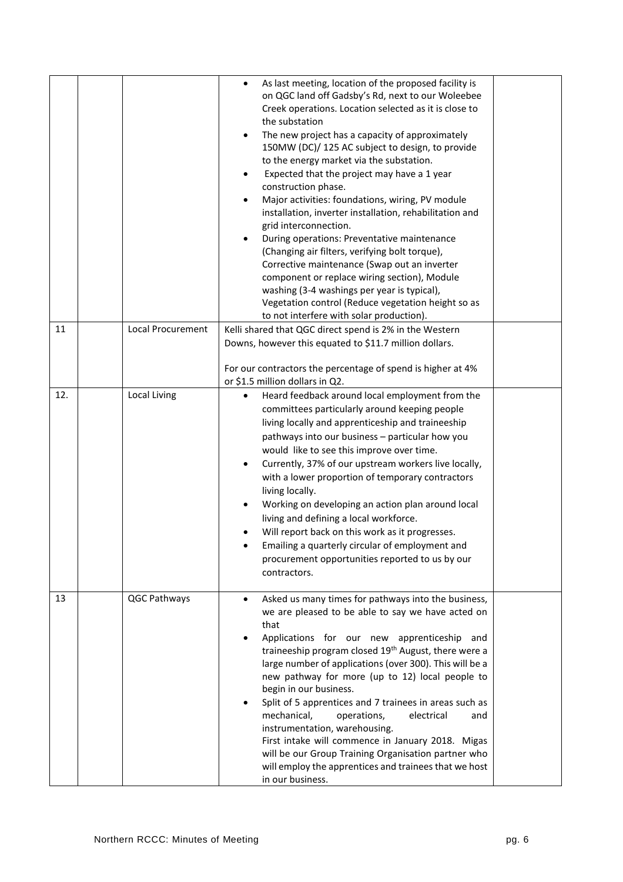| | | | | |
|---|---|---|---|---|
| | | | • As last meeting, location of the proposed facility is on QGC land off Gadsby's Rd, next to our Woleebee Creek operations. Location selected as it is close to the substation<br>• The new project has a capacity of approximately 150MW (DC)/ 125 AC subject to design, to provide to the energy market via the substation.<br>• Expected that the project may have a 1 year construction phase.<br>• Major activities: foundations, wiring, PV module installation, inverter installation, rehabilitation and grid interconnection.<br>• During operations: Preventative maintenance (Changing air filters, verifying bolt torque), Corrective maintenance (Swap out an inverter component or replace wiring section), Module washing (3-4 washings per year is typical), Vegetation control (Reduce vegetation height so as to not interfere with solar production). | |
| 11 | | Local Procurement | Kelli shared that QGC direct spend is 2% in the Western Downs, however this equated to $11.7 million dollars.<br><br>For our contractors the percentage of spend is higher at 4% or $1.5 million dollars in Q2. | |
| 12. | | Local Living | • Heard feedback around local employment from the committees particularly around keeping people living locally and apprenticeship and traineeship pathways into our business – particular how you would like to see this improve over time.<br>• Currently, 37% of our upstream workers live locally, with a lower proportion of temporary contractors living locally.<br>• Working on developing an action plan around local living and defining a local workforce.<br>• Will report back on this work as it progresses.<br>• Emailing a quarterly circular of employment and procurement opportunities reported to us by our contractors. | |
| 13 | | QGC Pathways | • Asked us many times for pathways into the business, we are pleased to be able to say we have acted on that<br>• Applications for our new apprenticeship and traineeship program closed 19th August, there were a large number of applications (over 300). This will be a new pathway for more (up to 12) local people to begin in our business.<br>• Split of 5 apprentices and 7 trainees in areas such as mechanical, operations, electrical and instrumentation, warehousing.<br>First intake will commence in January 2018. Migas will be our Group Training Organisation partner who will employ the apprentices and trainees that we host in our business. | |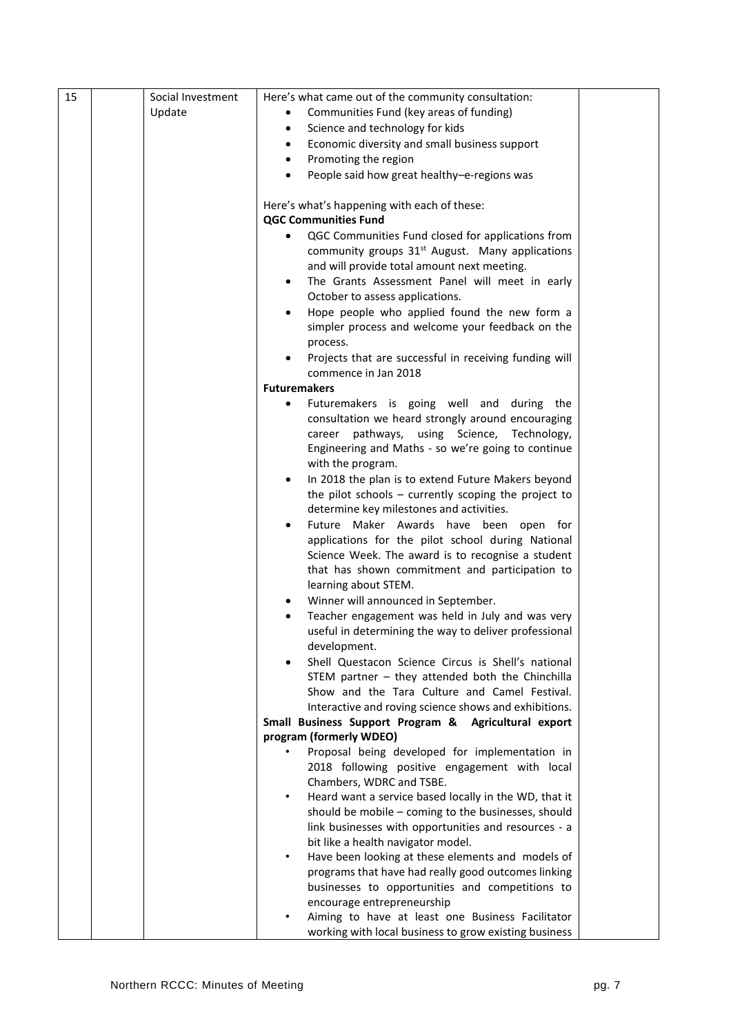| 15 | | Social Investment Update | Here's what came out of the community consultation:<br>• Communities Fund (key areas of funding)<br>• Science and technology for kids<br>• Economic diversity and small business support<br>• Promoting the region<br>• People said how great healthy–e-regions was<br><br>Here's what's happening with each of these:<br>**QGC Communities Fund**<br>• QGC Communities Fund closed for applications from community groups 31st August. Many applications and will provide total amount next meeting.<br>• The Grants Assessment Panel will meet in early October to assess applications.<br>• Hope people who applied found the new form a simpler process and welcome your feedback on the process.<br>• Projects that are successful in receiving funding will commence in Jan 2018<br>**Futuremakers**<br>• Futuremakers is going well and during the consultation we heard strongly around encouraging career pathways, using Science, Technology, Engineering and Maths - so we're going to continue with the program.<br>• In 2018 the plan is to extend Future Makers beyond the pilot schools – currently scoping the project to determine key milestones and activities.<br>• Future Maker Awards have been open for applications for the pilot school during National Science Week. The award is to recognise a student that has shown commitment and participation to learning about STEM.<br>• Winner will announced in September.<br>• Teacher engagement was held in July and was very useful in determining the way to deliver professional development.<br>• Shell Questacon Science Circus is Shell's national STEM partner – they attended both the Chinchilla Show and the Tara Culture and Camel Festival. Interactive and roving science shows and exhibitions.<br>**Small Business Support Program & Agricultural export program (formerly WDEO)**<br>• Proposal being developed for implementation in 2018 following positive engagement with local Chambers, WDRC and TSBE.<br>• Heard want a service based locally in the WD, that it should be mobile – coming to the businesses, should link businesses with opportunities and resources - a bit like a health navigator model.<br>• Have been looking at these elements and models of programs that have had really good outcomes linking businesses to opportunities and competitions to encourage entrepreneurship<br>• Aiming to have at least one Business Facilitator working with local business to grow existing business | |
|---|---|---|---|---|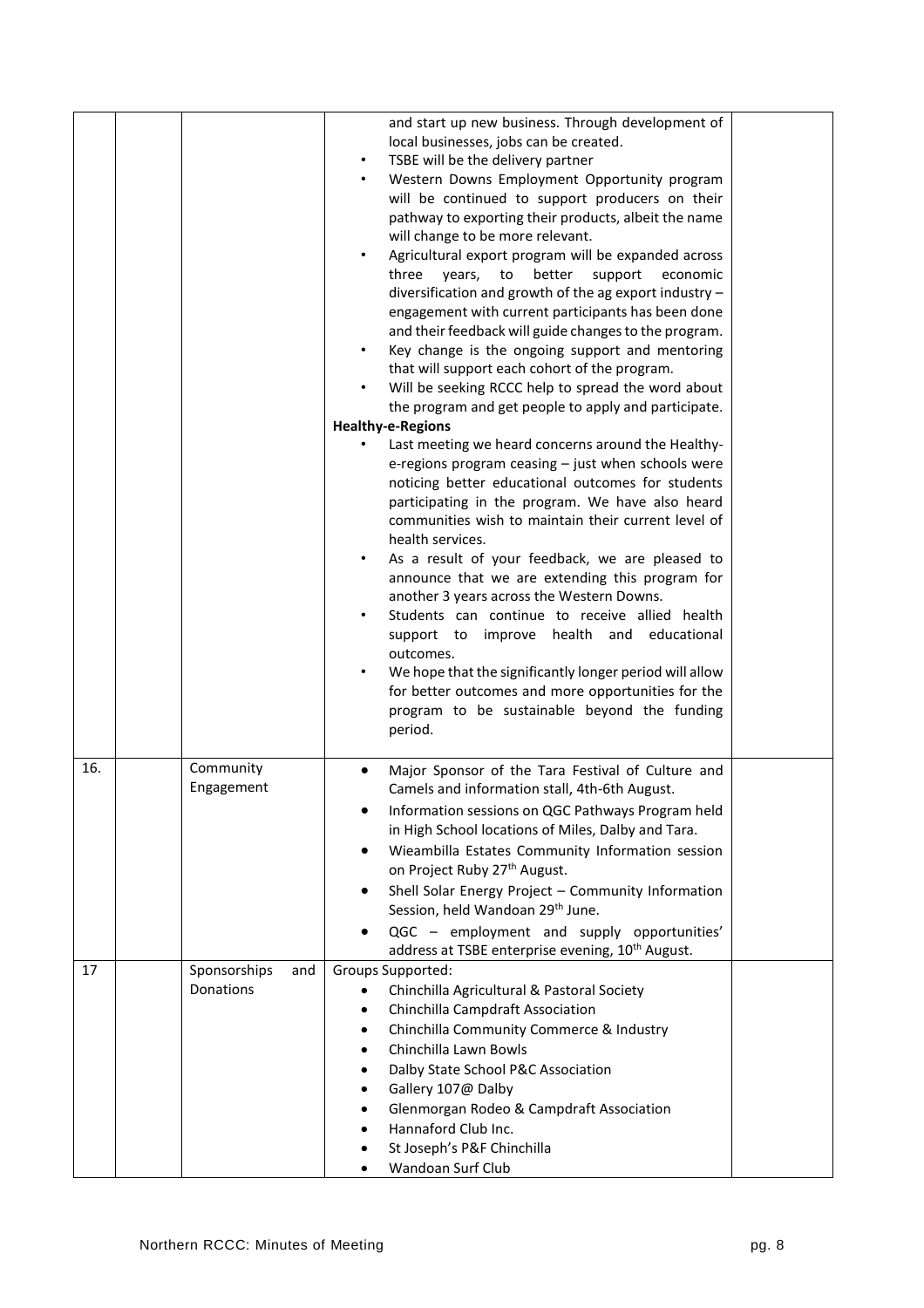| | | | | |
|---|---|---|---|---|
| | | | and start up new business. Through development of local businesses, jobs can be created.<br>• TSBE will be the delivery partner<br>• Western Downs Employment Opportunity program will be continued to support producers on their pathway to exporting their products, albeit the name will change to be more relevant.<br>• Agricultural export program will be expanded across three years, to better support economic diversification and growth of the ag export industry – engagement with current participants has been done and their feedback will guide changes to the program.<br>• Key change is the ongoing support and mentoring that will support each cohort of the program.<br>• Will be seeking RCCC help to spread the word about the program and get people to apply and participate.<br>**Healthy-e-Regions**<br>• Last meeting we heard concerns around the Healthy-e-regions program ceasing – just when schools were noticing better educational outcomes for students participating in the program. We have also heard communities wish to maintain their current level of health services.<br>• As a result of your feedback, we are pleased to announce that we are extending this program for another 3 years across the Western Downs.<br>• Students can continue to receive allied health support to improve health and educational outcomes.<br>• We hope that the significantly longer period will allow for better outcomes and more opportunities for the program to be sustainable beyond the funding period. | |
| 16. | | Community Engagement | • Major Sponsor of the Tara Festival of Culture and Camels and information stall, 4th-6th August.<br>• Information sessions on QGC Pathways Program held in High School locations of Miles, Dalby and Tara.<br>• Wieambilla Estates Community Information session on Project Ruby 27th August.<br>• Shell Solar Energy Project – Community Information Session, held Wandoan 29th June.<br>• QGC – employment and supply opportunities' address at TSBE enterprise evening, 10th August. | |
| 17 | | Sponsorships and Donations | Groups Supported:<br>• Chinchilla Agricultural & Pastoral Society<br>• Chinchilla Campdraft Association<br>• Chinchilla Community Commerce & Industry<br>• Chinchilla Lawn Bowls<br>• Dalby State School P&C Association<br>• Gallery 107@ Dalby<br>• Glenmorgan Rodeo & Campdraft Association<br>• Hannaford Club Inc.<br>• St Joseph's P&F Chinchilla<br>• Wandoan Surf Club | |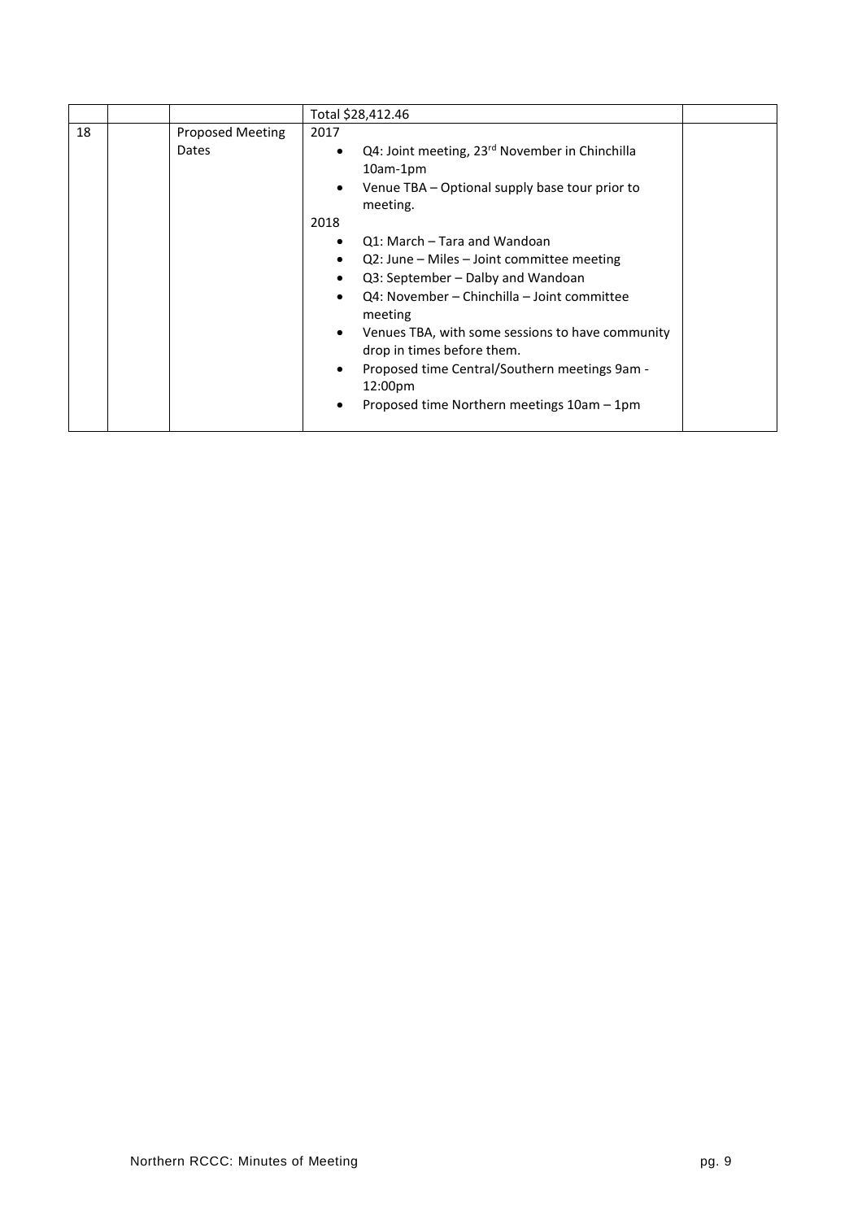| | | | | |
|---|---|---|---|---|
| | | | Total $28,412.46 | |
| 18 | | Proposed Meeting Dates | 2017<br>• Q4: Joint meeting, 23rd November in Chinchilla 10am-1pm<br>• Venue TBA – Optional supply base tour prior to meeting.<br>2018<br>• Q1: March – Tara and Wandoan<br>• Q2: June – Miles – Joint committee meeting<br>• Q3: September – Dalby and Wandoan<br>• Q4: November – Chinchilla – Joint committee meeting<br>• Venues TBA, with some sessions to have community drop in times before them.<br>• Proposed time Central/Southern meetings 9am - 12:00pm<br>• Proposed time Northern meetings 10am – 1pm | |